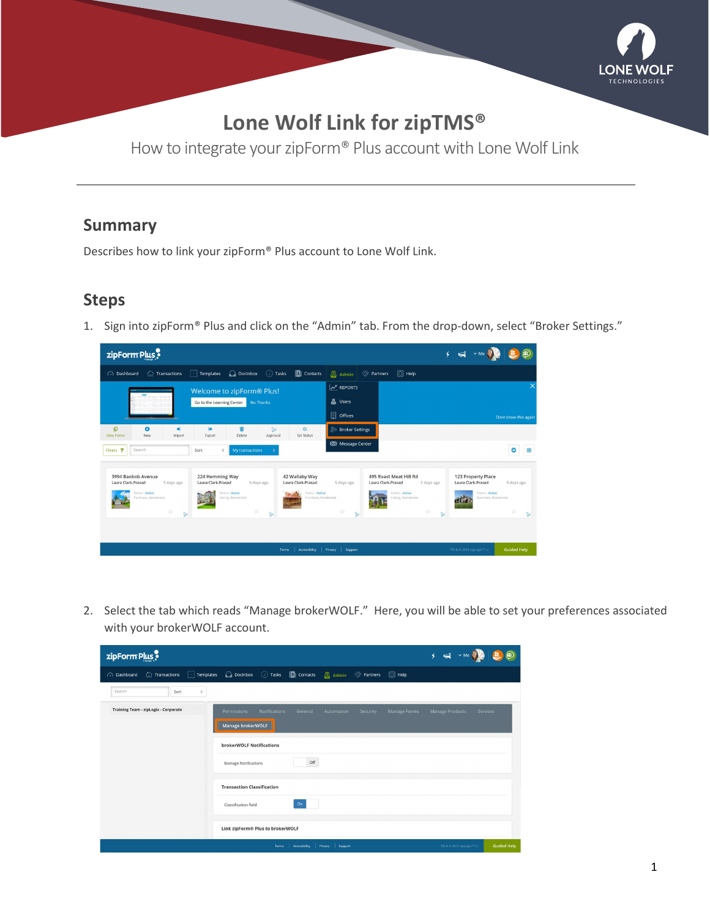# Lone Wolf Link for zipTMS®

How to integrate your zipForm® Plus account with Lone Wolf Link

## Summary

Describes how to link your zipForm® Plus account to Lone Wolf Link.

## Steps

1. Sign into zipForm® Plus and click on the "Admin" tab. From the drop-down, select "Broker Settings."

2. Select the tab which reads "Manage brokerWOLF." Here, you will be able to set your preferences associated with your brokerWOLF account.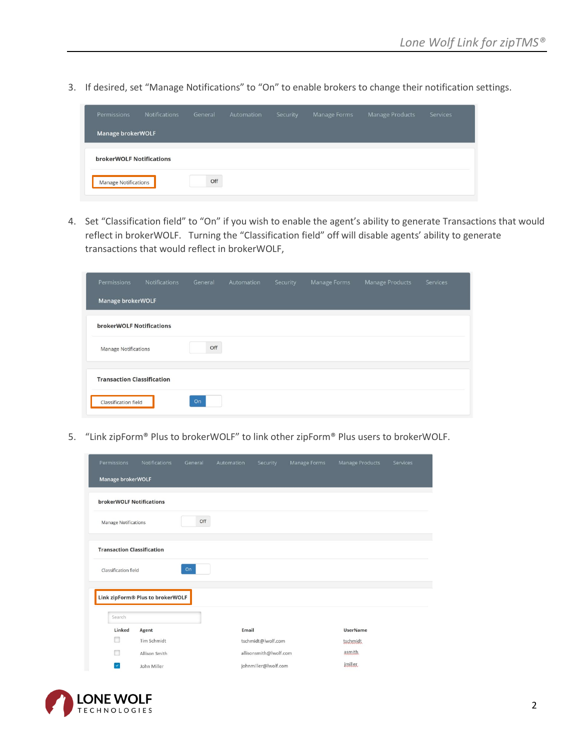3. If desired, set "Manage Notifications" to "On" to enable brokers to change their notification settings.

Permissions | Notifications | General | Automation | Security | Manage Forms | Manage Products | Services

**Manage brokerWOLF**

**brokerWOLF Notifications**

Manage Notifications — Off

4. Set "Classification field" to "On" if you wish to enable the agent's ability to generate Transactions that would reflect in brokerWOLF. Turning the "Classification field" off will disable agents' ability to generate transactions that would reflect in brokerWOLF,

Permissions | Notifications | General | Automation | Security | Manage Forms | Manage Products | Services

**Manage brokerWOLF**

**brokerWOLF Notifications**

Manage Notifications — Off

**Transaction Classification**

Classification field — On

5. "Link zipForm® Plus to brokerWOLF" to link other zipForm® Plus users to brokerWOLF.

Permissions | Notifications | General | Automation | Security | Manage Forms | Manage Products | Services

**Manage brokerWOLF**

**brokerWOLF Notifications**

Manage Notifications — Off

**Transaction Classification**

Classification field — On

**Link zipForm® Plus to brokerWOLF**

Search

| Linked | Agent | Email | UserName |
|---|---|---|---|
| ☐ | Tim Schmidt | tschmidt@lwolf.com | tschmidt |
| ☐ | Allison Smith | allisonsmith@lwolf.com | asmith |
| ☑ | John Miller | johnmiller@lwolf.com | jmiller |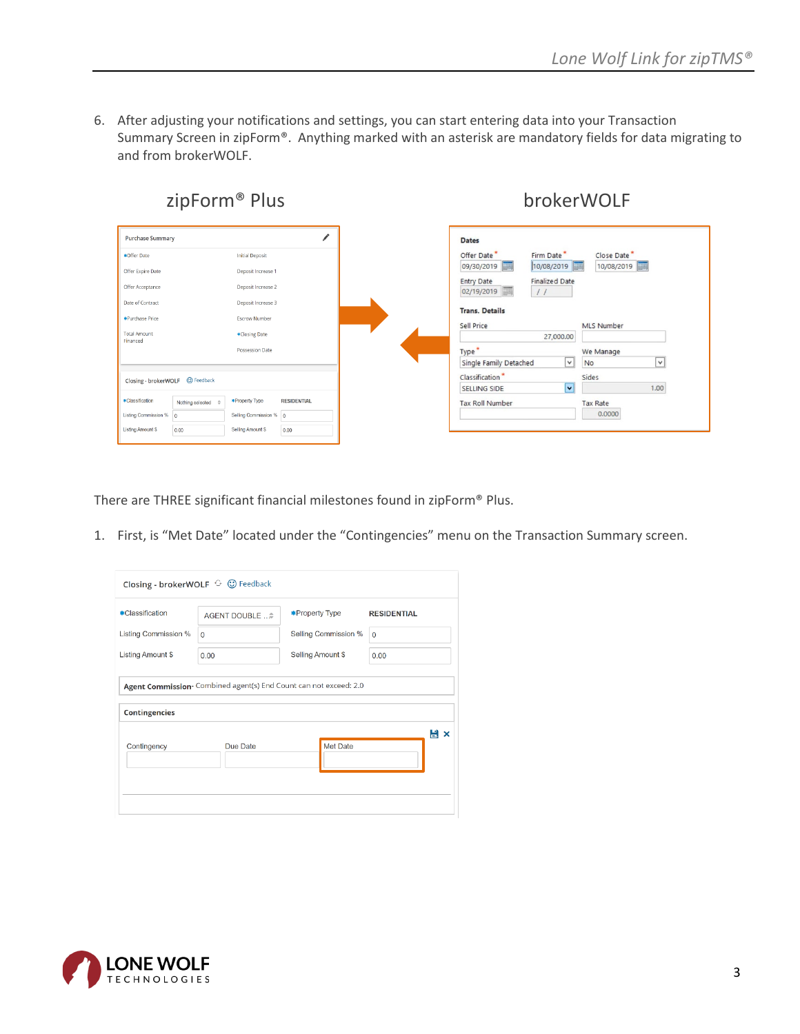6. After adjusting your notifications and settings, you can start entering data into your Transaction Summary Screen in zipForm®. Anything marked with asterisk are mandatory fields for data migrating to and from brokerWOLF.

zipForm® Plus

brokerWOLF

There are THREE significant financial milestones found in zipForm® Plus.

1. First, is "Met Date" located under the "Contingencies" menu on the Transaction Summary screen.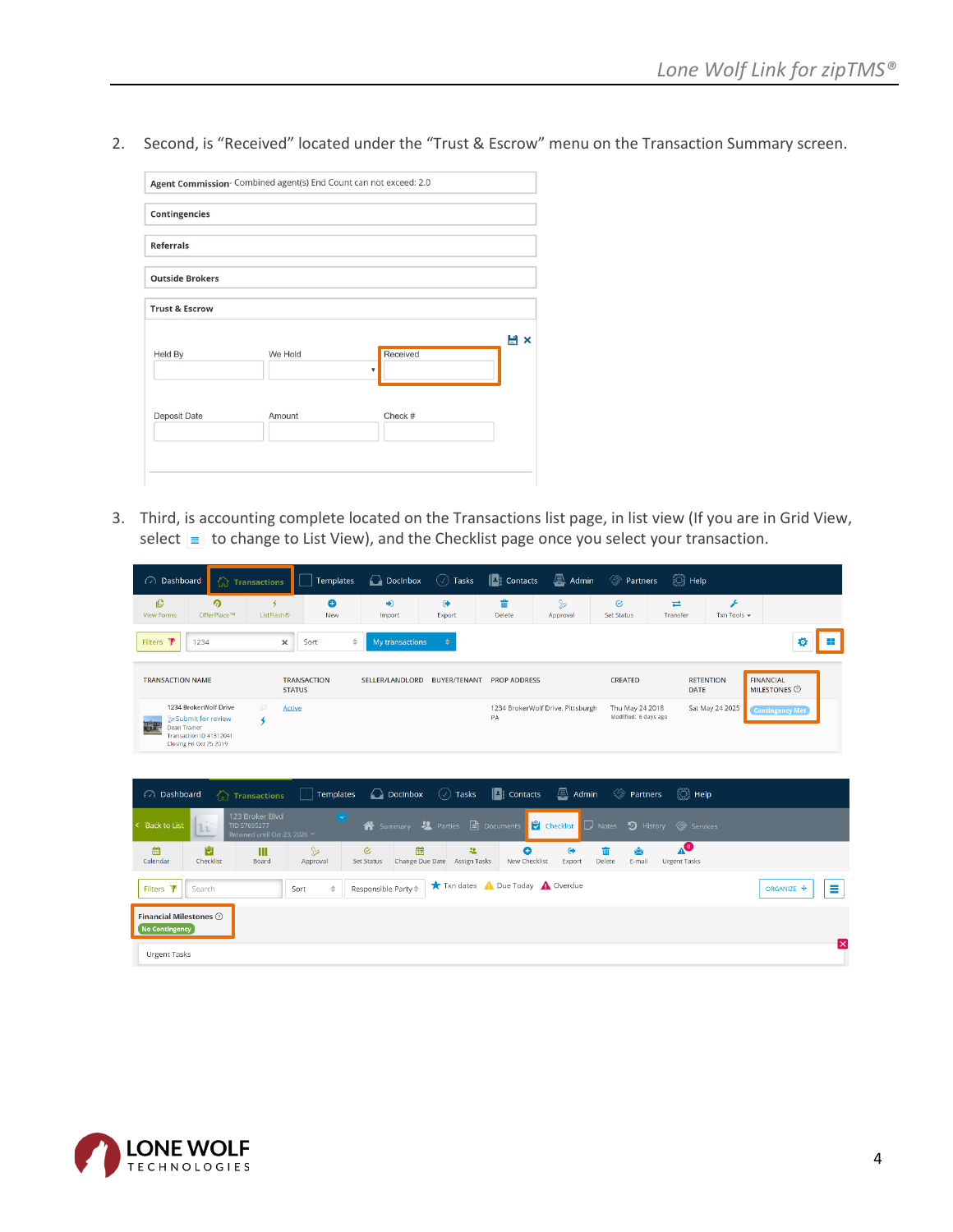2. Second, is “Received” located under the “Trust & Escrow” menu on the Transaction Summary screen.

3. Third, is accounting complete located on the Transactions list page, in list view (If you are in Grid View, select ≡ to change to List View), and the Checklist page once you select your transaction.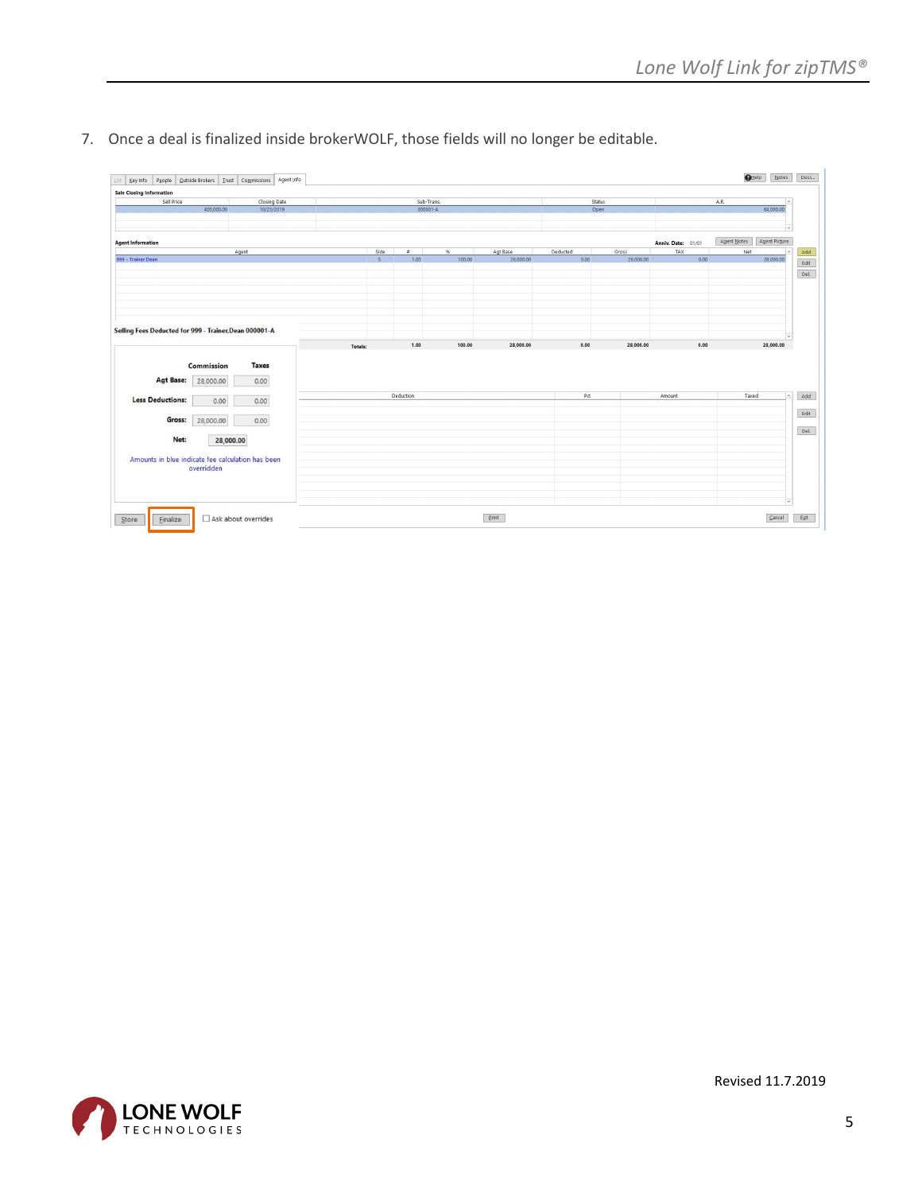7. Once a deal is finalized inside brokerWOLF, those fields will no longer be editable.

Revised 11.7.2019